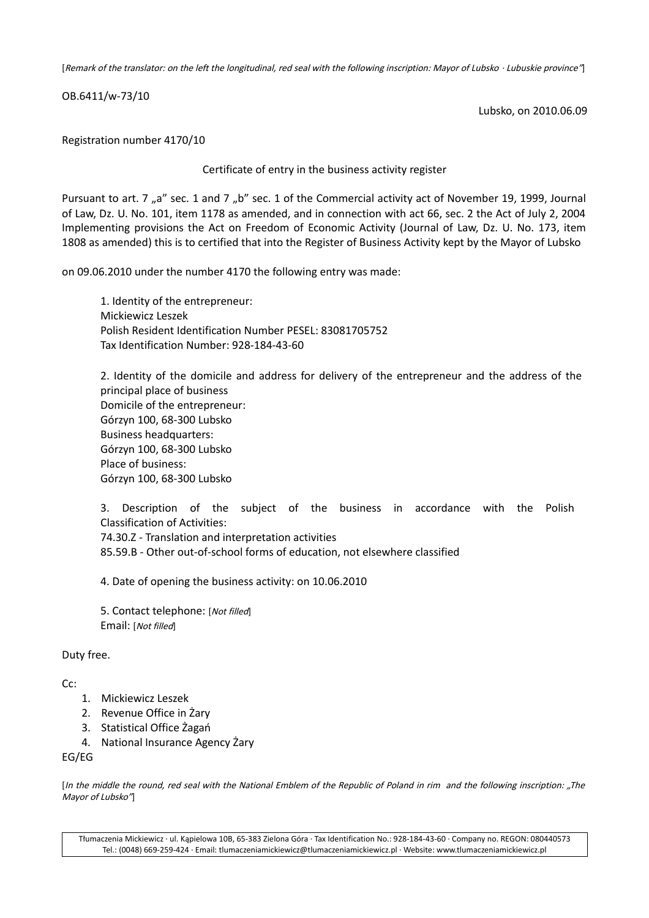[*Remark of the translator: on the left the longitudinal, red seal with the following inscription: Mayor of Lubsko · Lubuskie province"*]

OB.6411/w-73/10

Lubsko, on 2010.06.09

Registration number 4170/10

Certificate of entry in the business activity register

Pursuant to art. 7 „a" sec. 1 and 7 „b" sec. 1 of the Commercial activity act of November 19, 1999, Journal of Law, Dz. U. No. 101, item 1178 as amended, and in connection with act 66, sec. 2 the Act of July 2, 2004 Implementing provisions the Act on Freedom of Economic Activity (Journal of Law, Dz. U. No. 173, item 1808 as amended) this is to certified that into the Register of Business Activity kept by the Mayor of Lubsko

on 09.06.2010 under the number 4170 the following entry was made:

1. Identity of the entrepreneur:
   Mickiewicz Leszek
   Polish Resident Identification Number PESEL: 83081705752
   Tax Identification Number: 928-184-43-60

2. Identity of the domicile and address for delivery of the entrepreneur and the address of the principal place of business
   Domicile of the entrepreneur:
   Górzyn 100, 68-300 Lubsko
   Business headquarters:
   Górzyn 100, 68-300 Lubsko
   Place of business:
   Górzyn 100, 68-300 Lubsko

3. Description of the subject of the business in accordance with the Polish Classification of Activities:
   74.30.Z - Translation and interpretation activities
   85.59.B - Other out-of-school forms of education, not elsewhere classified

4. Date of opening the business activity: on 10.06.2010

5. Contact telephone: [*Not filled*]
   Email: [*Not filled*]

Duty free.

Cc:

1. Mickiewicz Leszek
2. Revenue Office in Żary
3. Statistical Office Żagań
4. National Insurance Agency Żary

EG/EG

[*In the middle the round, red seal with the National Emblem of the Republic of Poland in rim and the following inscription: „The Mayor of Lubsko"*]

Tłumaczenia Mickiewicz · ul. Kąpielowa 10B, 65-383 Zielona Góra · Tax Identification No.: 928-184-43-60 · Company no. REGON: 080440573
Tel.: (0048) 669-259-424 · Email: tlumaczeniamickiewicz@tlumaczeniamickiewicz.pl · Website: www.tlumaczeniamickiewicz.pl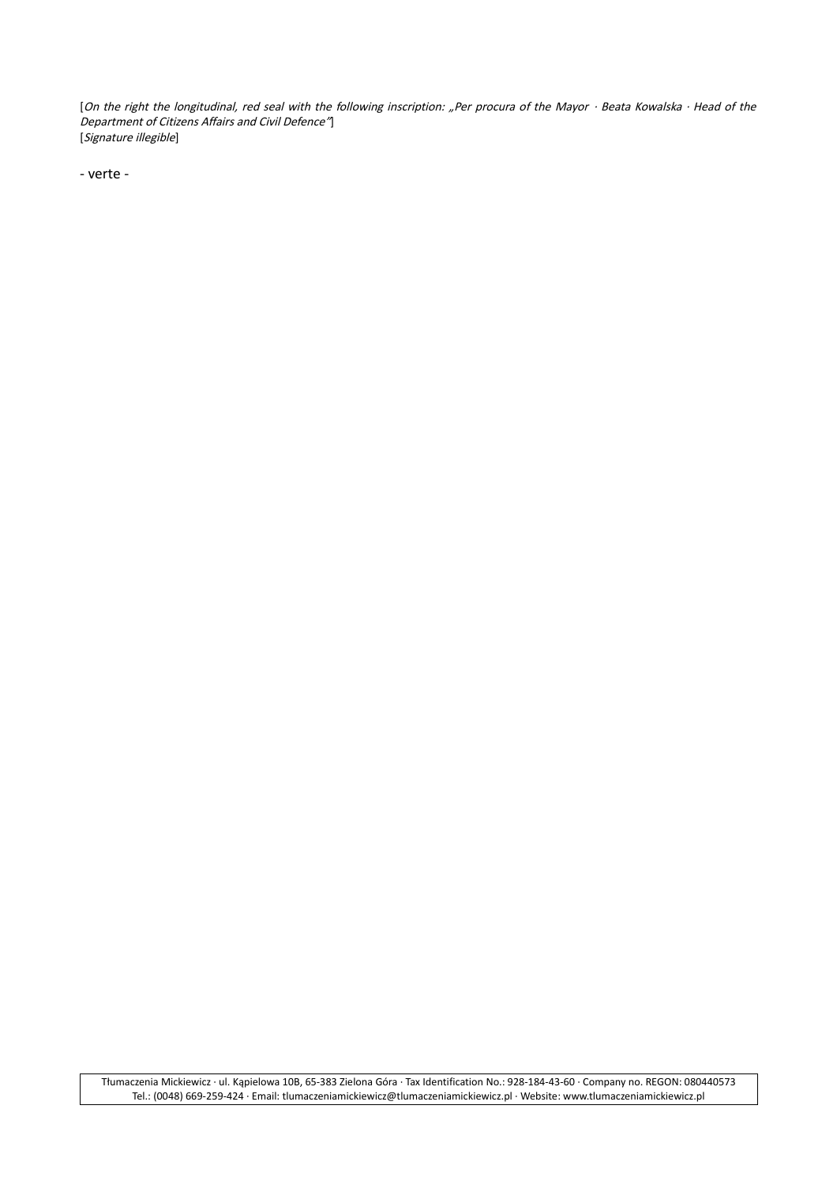[*On the right the longitudinal, red seal with the following inscription: „Per procura of the Mayor · Beata Kowalska · Head of the Department of Citizens Affairs and Civil Defence"*]
[*Signature illegible*]

- verte -

Tłumaczenia Mickiewicz · ul. Kąpielowa 10B, 65-383 Zielona Góra · Tax Identification No.: 928-184-43-60 · Company no. REGON: 080440573
Tel.: (0048) 669-259-424 · Email: tlumaczeniamickiewicz@tlumaczeniamickiewicz.pl · Website: www.tlumaczeniamickiewicz.pl